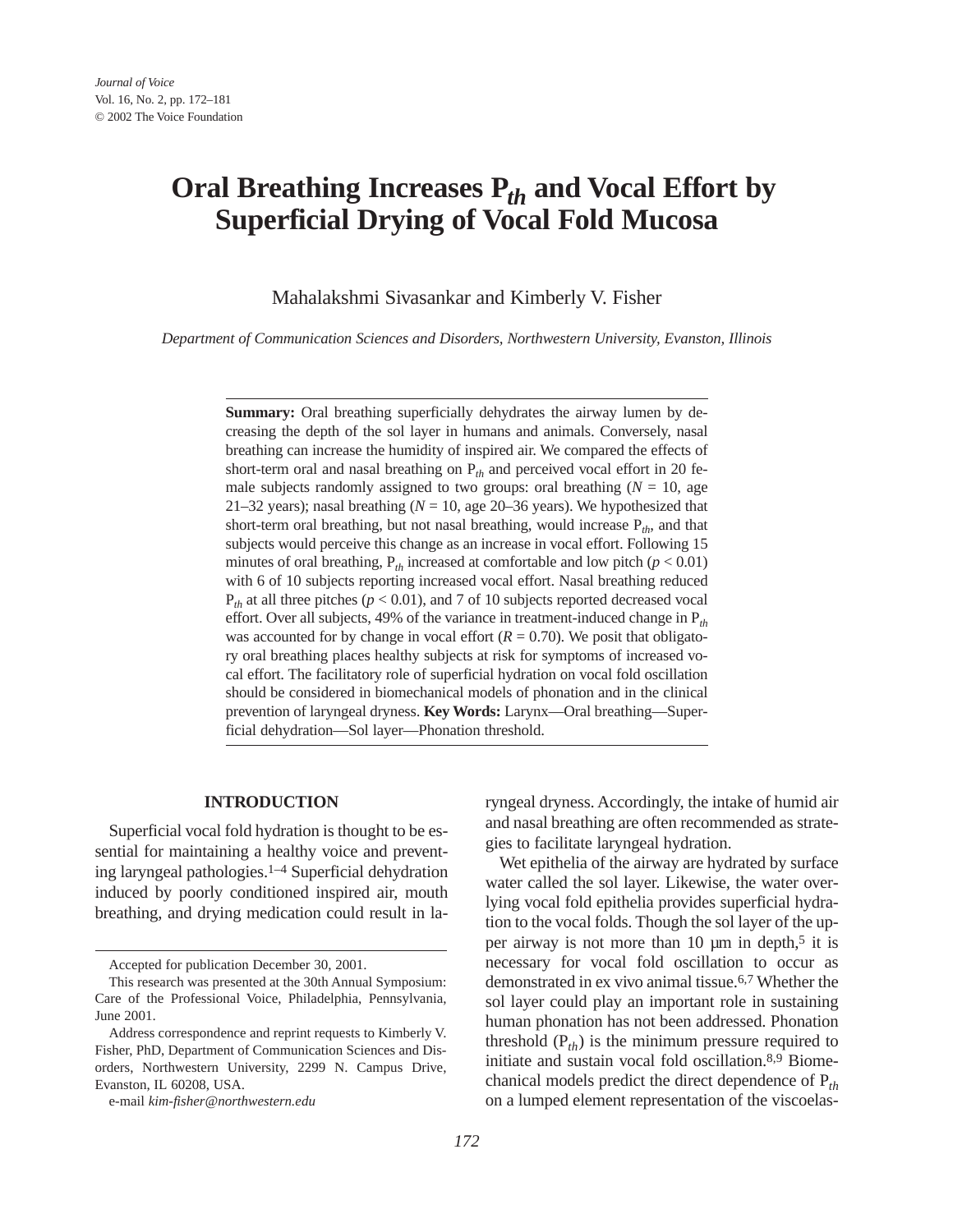# Oral Breathing Increases $P_{th}$ and Vocal Effort by Superficial Drying of Vocal Fold Mucosa

Mahalakshmi Sivasankar and Kimberly V. Fisher

*Department of Communication Sciences and Disorders, Northwestern University, Evanston, Illinois*

**Summary:** Oral breathing superficially dehydrates the airway lumen by decreasing the depth of the sol layer in humans and animals. Conversely, nasal breathing can increase the humidity of inspired air. We compared the effects of short-term oral and nasal breathing on $P_{th}$ and perceived vocal effort in 20 female subjects randomly assigned to two groups: oral breathing ($N = 10$, age 21–32 years); nasal breathing ($N = 10$, age 20–36 years). We hypothesized that short-term oral breathing, but not nasal breathing, would increase $P_{th}$, and that subjects would perceive this change as an increase in vocal effort. Following 15 minutes of oral breathing, $P_{th}$ increased at comfortable and low pitch ($p < 0.01$) with 6 of 10 subjects reporting increased vocal effort. Nasal breathing reduced $P_{th}$ at all three pitches ($p < 0.01$), and 7 of 10 subjects reported decreased vocal effort. Over all subjects, 49% of the variance in treatment-induced change in $P_{th}$ was accounted for by change in vocal effort ($R = 0.70$). We posit that obligatory oral breathing places healthy subjects at risk for symptoms of increased vocal effort. The facilitatory role of superficial hydration on vocal fold oscillation should be considered in biomechanical models of phonation and in the clinical prevention of laryngeal dryness. **Key Words:** Larynx—Oral breathing—Superficial dehydration—Sol layer—Phonation threshold.

## INTRODUCTION

Superficial vocal fold hydration is thought to be essential for maintaining a healthy voice and preventing laryngeal pathologies.[1–4] Superficial dehydration induced by poorly conditioned inspired air, mouth breathing, and drying medication could result in laryngeal dryness. Accordingly, the intake of humid air and nasal breathing are often recommended as strategies to facilitate laryngeal hydration.

Wet epithelia of the airway are hydrated by surface water called the sol layer. Likewise, the water overlying vocal fold epithelia provides superficial hydration to the vocal folds. Though the sol layer of the upper airway is not more than 10 μm in depth,[5] it is necessary for vocal fold oscillation to occur as demonstrated in ex vivo animal tissue.[6,7] Whether the sol layer could play an important role in sustaining human phonation has not been addressed. Phonation threshold ($P_{th}$) is the minimum pressure required to initiate and sustain vocal fold oscillation.[8,9] Biomechanical models predict the direct dependence of $P_{th}$ on a lumped element representation of the viscoelas-

Accepted for publication December 30, 2001.

This research was presented at the 30th Annual Symposium: Care of the Professional Voice, Philadelphia, Pennsylvania, June 2001.

Address correspondence and reprint requests to Kimberly V. Fisher, PhD, Department of Communication Sciences and Disorders, Northwestern University, 2299 N. Campus Drive, Evanston, IL 60208, USA.

e-mail *kim-fisher@northwestern.edu*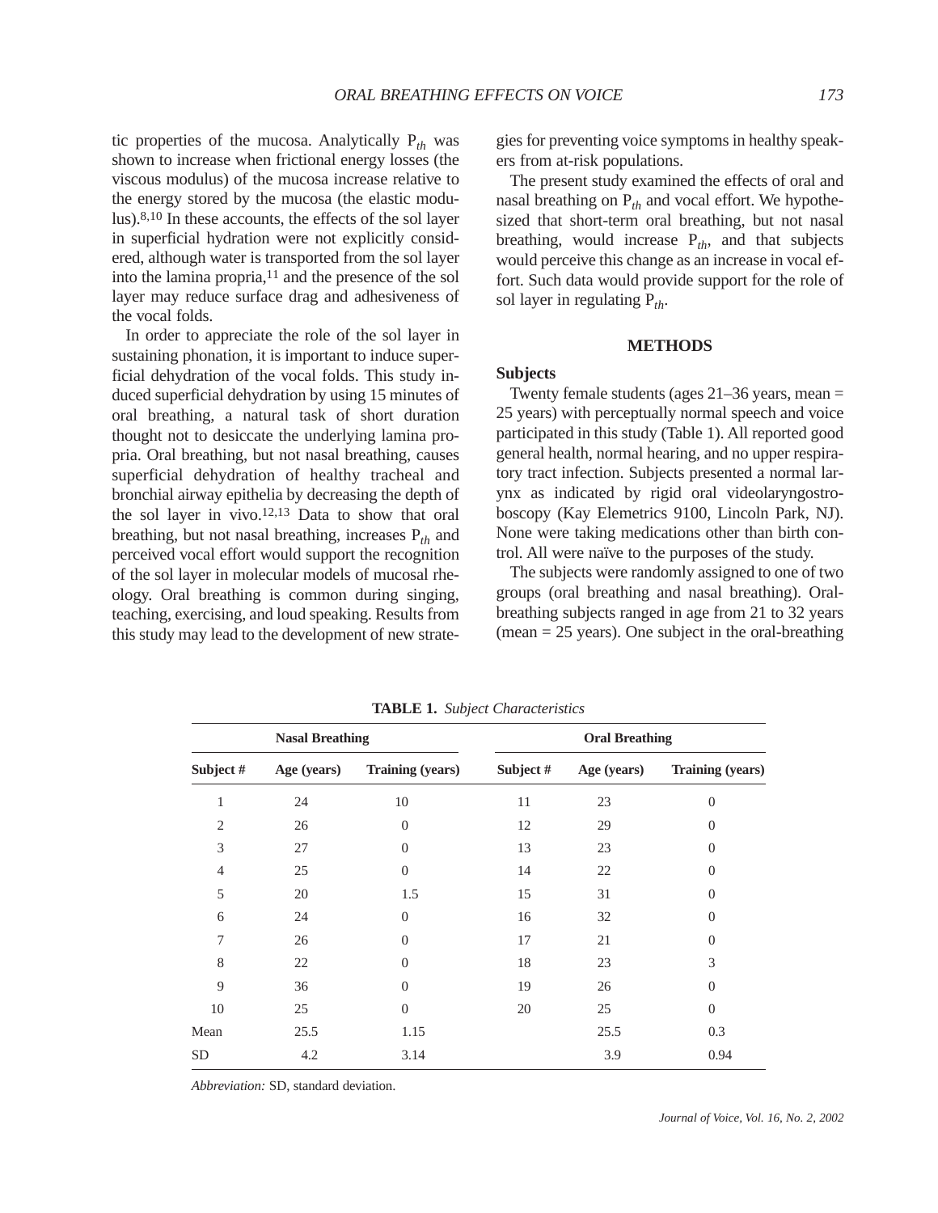tic properties of the mucosa. Analytically $P_{th}$ was shown to increase when frictional energy losses (the viscous modulus) of the mucosa increase relative to the energy stored by the mucosa (the elastic modulus).[8,10] In these accounts, the effects of the sol layer in superficial hydration were not explicitly considered, although water is transported from the sol layer into the lamina propria,[11] and the presence of the sol layer may reduce surface drag and adhesiveness of the vocal folds.

In order to appreciate the role of the sol layer in sustaining phonation, it is important to induce superficial dehydration of the vocal folds. This study induced superficial dehydration by using 15 minutes of oral breathing, a natural task of short duration thought not to desiccate the underlying lamina propria. Oral breathing, but not nasal breathing, causes superficial dehydration of healthy tracheal and bronchial airway epithelia by decreasing the depth of the sol layer in vivo.[12,13] Data to show that oral breathing, but not nasal breathing, increases $P_{th}$ and perceived vocal effort would support the recognition of the sol layer in molecular models of mucosal rheology. Oral breathing is common during singing, teaching, exercising, and loud speaking. Results from this study may lead to the development of new strategies for preventing voice symptoms in healthy speakers from at-risk populations.

The present study examined the effects of oral and nasal breathing on $P_{th}$ and vocal effort. We hypothesized that short-term oral breathing, but not nasal breathing, would increase $P_{th}$, and that subjects would perceive this change as an increase in vocal effort. Such data would provide support for the role of sol layer in regulating $P_{th}$.

## METHODS

### Subjects

Twenty female students (ages 21–36 years, mean = 25 years) with perceptually normal speech and voice participated in this study (Table 1). All reported good general health, normal hearing, and no upper respiratory tract infection. Subjects presented a normal larynx as indicated by rigid oral videolaryngostroboscopy (Kay Elemetrics 9100, Lincoln Park, NJ). None were taking medications other than birth control. All were naïve to the purposes of the study.

The subjects were randomly assigned to one of two groups (oral breathing and nasal breathing). Oral-breathing subjects ranged in age from 21 to 32 years (mean = 25 years). One subject in the oral-breathing

**TABLE 1.** *Subject Characteristics*

| Nasal Breathing | | | Oral Breathing | | |
|---|---|---|---|---|---|
| Subject # | Age (years) | Training (years) | Subject # | Age (years) | Training (years) |
| 1 | 24 | 10 | 11 | 23 | 0 |
| 2 | 26 | 0 | 12 | 29 | 0 |
| 3 | 27 | 0 | 13 | 23 | 0 |
| 4 | 25 | 0 | 14 | 22 | 0 |
| 5 | 20 | 1.5 | 15 | 31 | 0 |
| 6 | 24 | 0 | 16 | 32 | 0 |
| 7 | 26 | 0 | 17 | 21 | 0 |
| 8 | 22 | 0 | 18 | 23 | 3 |
| 9 | 36 | 0 | 19 | 26 | 0 |
| 10 | 25 | 0 | 20 | 25 | 0 |
| Mean | 25.5 | 1.15 | | 25.5 | 0.3 |
| SD | 4.2 | 3.14 | | 3.9 | 0.94 |

*Abbreviation:* SD, standard deviation.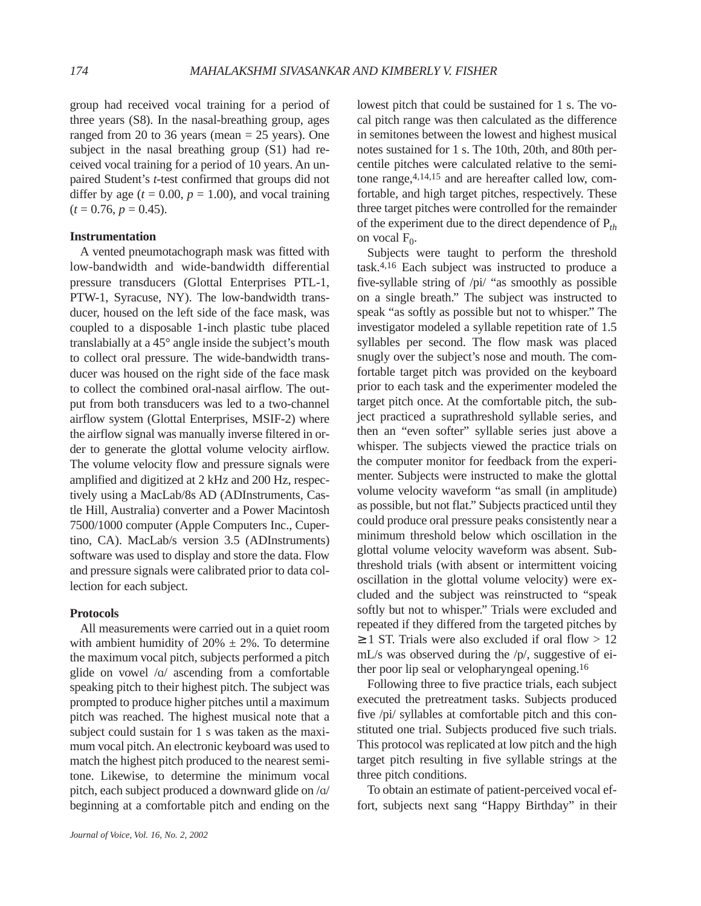group had received vocal training for a period of three years (S8). In the nasal-breathing group, ages ranged from 20 to 36 years (mean = 25 years). One subject in the nasal breathing group (S1) had received vocal training for a period of 10 years. An unpaired Student's *t*-test confirmed that groups did not differ by age ($t = 0.00$, $p = 1.00$), and vocal training ($t = 0.76$, $p = 0.45$).

### Instrumentation

A vented pneumotachograph mask was fitted with low-bandwidth and wide-bandwidth differential pressure transducers (Glottal Enterprises PTL-1, PTW-1, Syracuse, NY). The low-bandwidth transducer, housed on the left side of the face mask, was coupled to a disposable 1-inch plastic tube placed translabially at a 45° angle inside the subject's mouth to collect oral pressure. The wide-bandwidth transducer was housed on the right side of the face mask to collect the combined oral-nasal airflow. The output from both transducers was led to a two-channel airflow system (Glottal Enterprises, MSIF-2) where the airflow signal was manually inverse filtered in order to generate the glottal volume velocity airflow. The volume velocity flow and pressure signals were amplified and digitized at 2 kHz and 200 Hz, respectively using a MacLab/8s AD (ADInstruments, Castle Hill, Australia) converter and a Power Macintosh 7500/1000 computer (Apple Computers Inc., Cupertino, CA). MacLab/s version 3.5 (ADInstruments) software was used to display and store the data. Flow and pressure signals were calibrated prior to data collection for each subject.

### Protocols

All measurements were carried out in a quiet room with ambient humidity of 20% ± 2%. To determine the maximum vocal pitch, subjects performed a pitch glide on vowel /ɑ/ ascending from a comfortable speaking pitch to their highest pitch. The subject was prompted to produce higher pitches until a maximum pitch was reached. The highest musical note that a subject could sustain for 1 s was taken as the maximum vocal pitch. An electronic keyboard was used to match the highest pitch produced to the nearest semitone. Likewise, to determine the minimum vocal pitch, each subject produced a downward glide on /ɑ/ beginning at a comfortable pitch and ending on the lowest pitch that could be sustained for 1 s. The vocal pitch range was then calculated as the difference in semitones between the lowest and highest musical notes sustained for 1 s. The 10th, 20th, and 80th percentile pitches were calculated relative to the semitone range,[4,14,15] and are hereafter called low, comfortable, and high target pitches, respectively. These three target pitches were controlled for the remainder of the experiment due to the direct dependence of $P_{th}$ on vocal $F_0$.

Subjects were taught to perform the threshold task.[4,16] Each subject was instructed to produce a five-syllable string of /pi/ "as smoothly as possible on a single breath." The subject was instructed to speak "as softly as possible but not to whisper." The investigator modeled a syllable repetition rate of 1.5 syllables per second. The flow mask was placed snugly over the subject's nose and mouth. The comfortable target pitch was provided on the keyboard prior to each task and the experimenter modeled the target pitch once. At the comfortable pitch, the subject practiced a suprathreshold syllable series, and then an "even softer" syllable series just above a whisper. The subjects viewed the practice trials on the computer monitor for feedback from the experimenter. Subjects were instructed to make the glottal volume velocity waveform "as small (in amplitude) as possible, but not flat." Subjects practiced until they could produce oral pressure peaks consistently near a minimum threshold below which oscillation in the glottal volume velocity waveform was absent. Subthreshold trials (with absent or intermittent voicing oscillation in the glottal volume velocity) were excluded and the subject was reinstructed to "speak softly but not to whisper." Trials were excluded and repeated if they differed from the targeted pitches by ≥ 1 ST. Trials were also excluded if oral flow > 12 mL/s was observed during the /p/, suggestive of either poor lip seal or velopharyngeal opening.[16]

Following three to five practice trials, each subject executed the pretreatment tasks. Subjects produced five /pi/ syllables at comfortable pitch and this constituted one trial. Subjects produced five such trials. This protocol was replicated at low pitch and the high target pitch resulting in five syllable strings at the three pitch conditions.

To obtain an estimate of patient-perceived vocal effort, subjects next sang "Happy Birthday" in their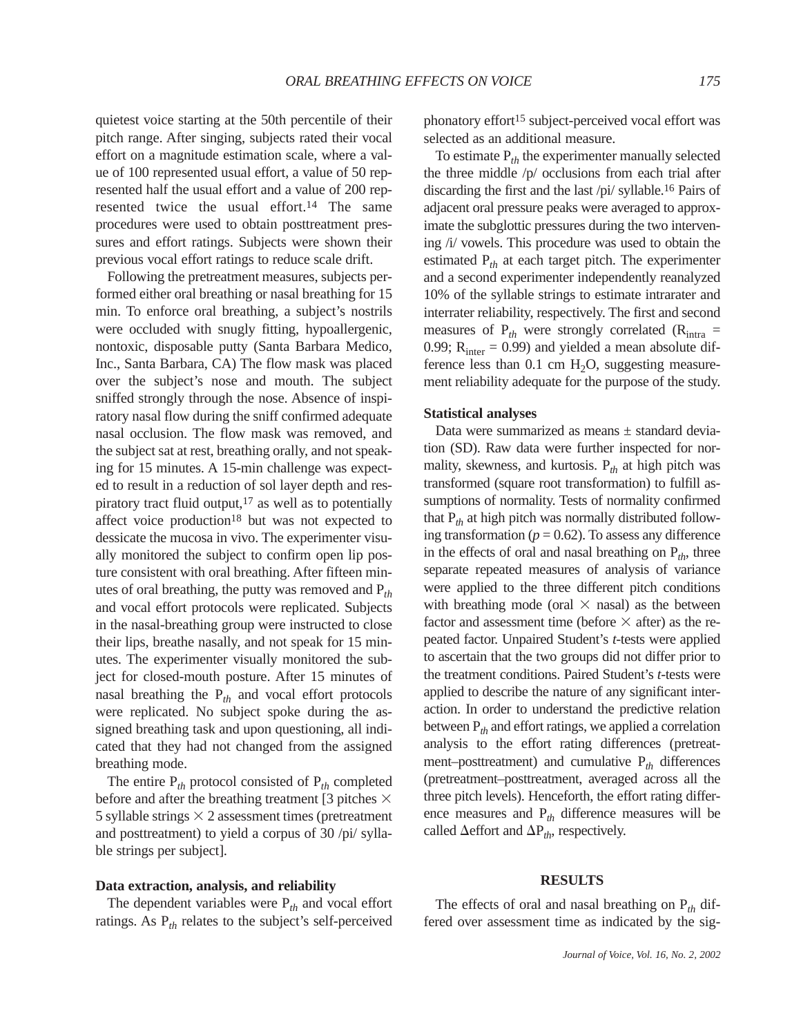quietest voice starting at the 50th percentile of their pitch range. After singing, subjects rated their vocal effort on a magnitude estimation scale, where a value of 100 represented usual effort, a value of 50 represented half the usual effort and a value of 200 represented twice the usual effort.[14] The same procedures were used to obtain posttreatment pressures and effort ratings. Subjects were shown their previous vocal effort ratings to reduce scale drift.

Following the pretreatment measures, subjects performed either oral breathing or nasal breathing for 15 min. To enforce oral breathing, a subject's nostrils were occluded with snugly fitting, hypoallergenic, nontoxic, disposable putty (Santa Barbara Medico, Inc., Santa Barbara, CA) The flow mask was placed over the subject's nose and mouth. The subject sniffed strongly through the nose. Absence of inspiratory nasal flow during the sniff confirmed adequate nasal occlusion. The flow mask was removed, and the subject sat at rest, breathing orally, and not speaking for 15 minutes. A 15-min challenge was expected to result in a reduction of sol layer depth and respiratory tract fluid output,[17] as well as to potentially affect voice production[18] but was not expected to dessicate the mucosa in vivo. The experimenter visually monitored the subject to confirm open lip posture consistent with oral breathing. After fifteen minutes of oral breathing, the putty was removed and $P_{th}$ and vocal effort protocols were replicated. Subjects in the nasal-breathing group were instructed to close their lips, breathe nasally, and not speak for 15 minutes. The experimenter visually monitored the subject for closed-mouth posture. After 15 minutes of nasal breathing the $P_{th}$ and vocal effort protocols were replicated. No subject spoke during the assigned breathing task and upon questioning, all indicated that they had not changed from the assigned breathing mode.

The entire $P_{th}$ protocol consisted of $P_{th}$ completed before and after the breathing treatment [3 pitches $\times$ 5 syllable strings $\times$ 2 assessment times (pretreatment and posttreatment) to yield a corpus of 30 /pi/ syllable strings per subject].

### Data extraction, analysis, and reliability

The dependent variables were $P_{th}$ and vocal effort ratings. As $P_{th}$ relates to the subject's self-perceived phonatory effort[15] subject-perceived vocal effort was selected as an additional measure.

To estimate $P_{th}$ the experimenter manually selected the three middle /p/ occlusions from each trial after discarding the first and the last /pi/ syllable.[16] Pairs of adjacent oral pressure peaks were averaged to approximate the subglottic pressures during the two intervening /i/ vowels. This procedure was used to obtain the estimated $P_{th}$ at each target pitch. The experimenter and a second experimenter independently reanalyzed 10% of the syllable strings to estimate intrarater and interrater reliability, respectively. The first and second measures of $P_{th}$ were strongly correlated ($R_{intra}$ = 0.99; $R_{inter}$ = 0.99) and yielded a mean absolute difference less than 0.1 cm $H_2O$, suggesting measurement reliability adequate for the purpose of the study.

### Statistical analyses

Data were summarized as means ± standard deviation (SD). Raw data were further inspected for normality, skewness, and kurtosis. $P_{th}$ at high pitch was transformed (square root transformation) to fulfill assumptions of normality. Tests of normality confirmed that $P_{th}$ at high pitch was normally distributed following transformation ($p = 0.62$). To assess any difference in the effects of oral and nasal breathing on $P_{th}$, three separate repeated measures of analysis of variance were applied to the three different pitch conditions with breathing mode (oral $\times$ nasal) as the between factor and assessment time (before $\times$ after) as the repeated factor. Unpaired Student's *t*-tests were applied to ascertain that the two groups did not differ prior to the treatment conditions. Paired Student's *t*-tests were applied to describe the nature of any significant interaction. In order to understand the predictive relation between $P_{th}$ and effort ratings, we applied a correlation analysis to the effort rating differences (pretreatment–posttreatment) and cumulative $P_{th}$ differences (pretreatment–posttreatment, averaged across all the three pitch levels). Henceforth, the effort rating difference measures and $P_{th}$ difference measures will be called $\Delta$effort and $\Delta P_{th}$, respectively.

## RESULTS

The effects of oral and nasal breathing on $P_{th}$ differed over assessment time as indicated by the sig-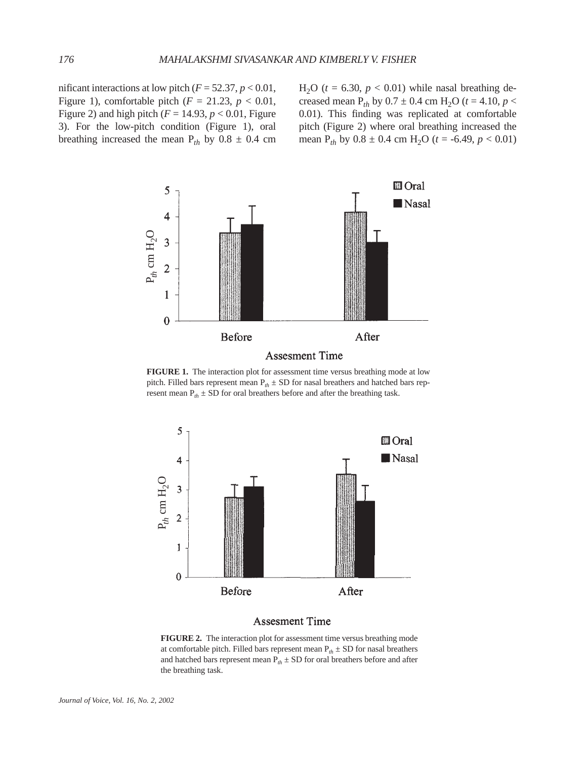nificant interactions at low pitch ($F = 52.37$, $p < 0.01$, Figure 1), comfortable pitch ($F = 21.23$, $p < 0.01$, Figure 2) and high pitch ($F = 14.93$, $p < 0.01$, Figure 3). For the low-pitch condition (Figure 1), oral breathing increased the mean $P_{th}$ by $0.8 \pm 0.4$ cm $H_2O$ ($t = 6.30$, $p < 0.01$) while nasal breathing decreased mean $P_{th}$ by $0.7 \pm 0.4$ cm $H_2O$ ($t = 4.10$, $p < 0.01$). This finding was replicated at comfortable pitch (Figure 2) where oral breathing increased the mean $P_{th}$ by $0.8 \pm 0.4$ cm $H_2O$ ($t = -6.49$, $p < 0.01$)

**FIGURE 1.** The interaction plot for assessment time versus breathing mode at low pitch. Filled bars represent mean $P_{th} \pm$ SD for nasal breathers and hatched bars represent mean $P_{th} \pm$ SD for oral breathers before and after the breathing task.

**FIGURE 2.** The interaction plot for assessment time versus breathing mode at comfortable pitch. Filled bars represent mean $P_{th} \pm$ SD for nasal breathers and hatched bars represent mean $P_{th} \pm$ SD for oral breathers before and after the breathing task.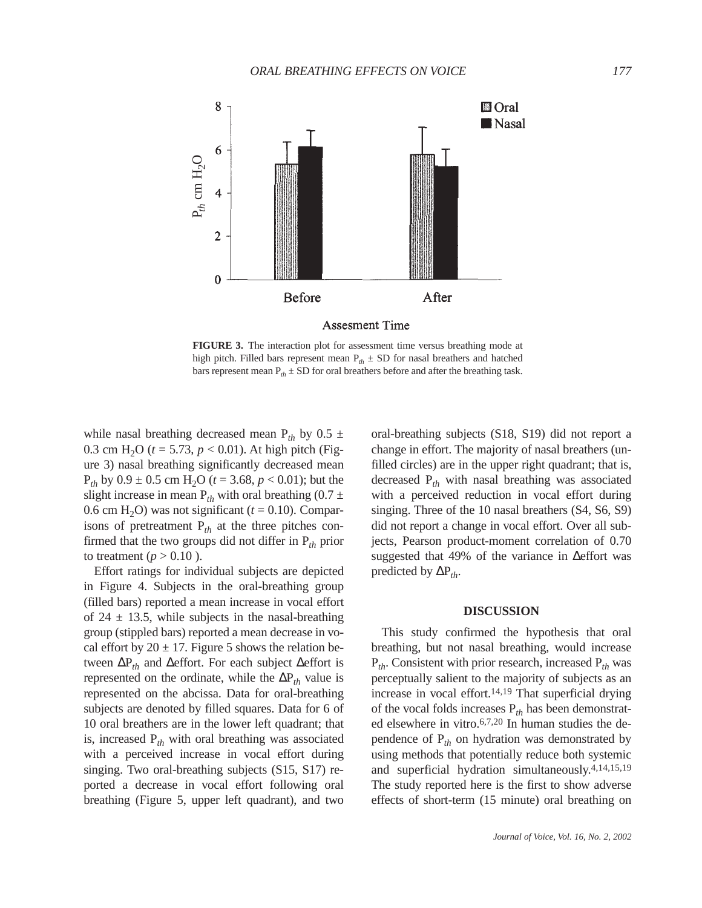FIGURE 3. The interaction plot for assessment time versus breathing mode at high pitch. Filled bars represent mean $P_{th}$ ± SD for nasal breathers and hatched bars represent mean $P_{th}$ ± SD for oral breathers before and after the breathing task.

while nasal breathing decreased mean $P_{th}$ by 0.5 ± 0.3 cm $H_2O$ ($t = 5.73$, $p < 0.01$). At high pitch (Figure 3) nasal breathing significantly decreased mean $P_{th}$ by 0.9 ± 0.5 cm $H_2O$ ($t = 3.68$, $p < 0.01$); but the slight increase in mean $P_{th}$ with oral breathing (0.7 ± 0.6 cm $H_2O$) was not significant ($t = 0.10$). Comparisons of pretreatment $P_{th}$ at the three pitches confirmed that the two groups did not differ in $P_{th}$ prior to treatment ($p > 0.10$ ).

Effort ratings for individual subjects are depicted in Figure 4. Subjects in the oral-breathing group (filled bars) reported a mean increase in vocal effort of 24 ± 13.5, while subjects in the nasal-breathing group (stippled bars) reported a mean decrease in vocal effort by 20 ± 17. Figure 5 shows the relation between $\Delta P_{th}$ and Δeffort. For each subject Δeffort is represented on the ordinate, while the $\Delta P_{th}$ value is represented on the abcissa. Data for oral-breathing subjects are denoted by filled squares. Data for 6 of 10 oral breathers are in the lower left quadrant; that is, increased $P_{th}$ with oral breathing was associated with a perceived increase in vocal effort during singing. Two oral-breathing subjects (S15, S17) reported a decrease in vocal effort following oral breathing (Figure 5, upper left quadrant), and two oral-breathing subjects (S18, S19) did not report a change in effort. The majority of nasal breathers (unfilled circles) are in the upper right quadrant; that is, decreased $P_{th}$ with nasal breathing was associated with a perceived reduction in vocal effort during singing. Three of the 10 nasal breathers (S4, S6, S9) did not report a change in vocal effort. Over all subjects, Pearson product-moment correlation of 0.70 suggested that 49% of the variance in Δeffort was predicted by $\Delta P_{th}$.

## DISCUSSION

This study confirmed the hypothesis that oral breathing, but not nasal breathing, would increase $P_{th}$. Consistent with prior research, increased $P_{th}$ was perceptually salient to the majority of subjects as an increase in vocal effort.[14,19] That superficial drying of the vocal folds increases $P_{th}$ has been demonstrated elsewhere in vitro.[6,7,20] In human studies the dependence of $P_{th}$ on hydration was demonstrated by using methods that potentially reduce both systemic and superficial hydration simultaneously.[4,14,15,19] The study reported here is the first to show adverse effects of short-term (15 minute) oral breathing on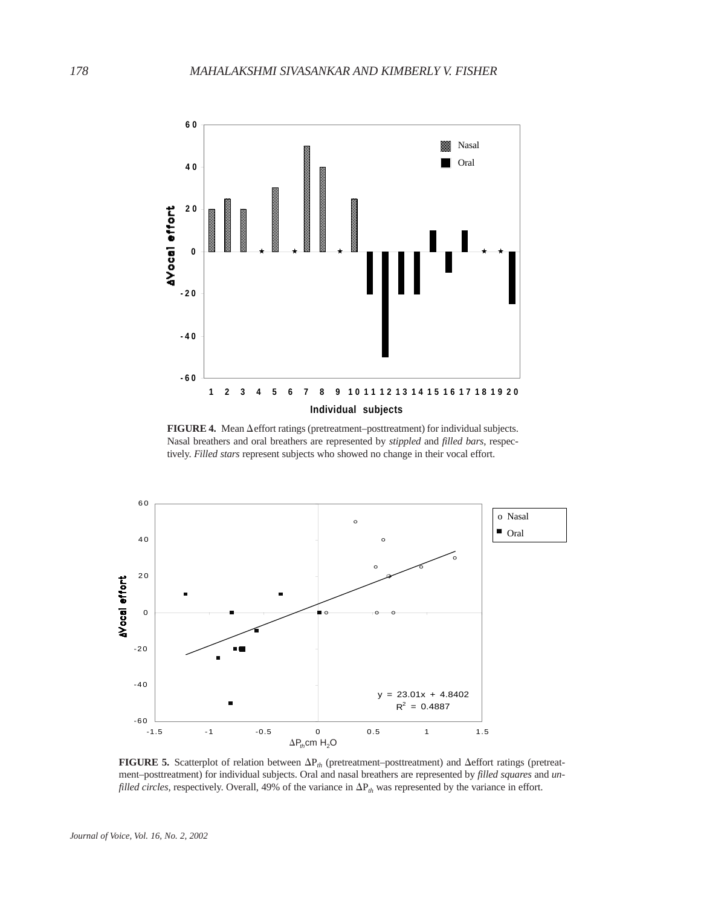**FIGURE 4.** Mean $\Delta$effort ratings (pretreatment–posttreatment) for individual subjects. Nasal breathers and oral breathers are represented by *stippled* and *filled bars*, respectively. *Filled stars* represent subjects who showed no change in their vocal effort.

**FIGURE 5.** Scatterplot of relation between $\Delta P_{th}$ (pretreatment–posttreatment) and $\Delta$effort ratings (pretreatment–posttreatment) for individual subjects. Oral and nasal breathers are represented by *filled squares* and *unfilled circles*, respectively. Overall, 49% of the variance in $\Delta P_{th}$ was represented by the variance in effort.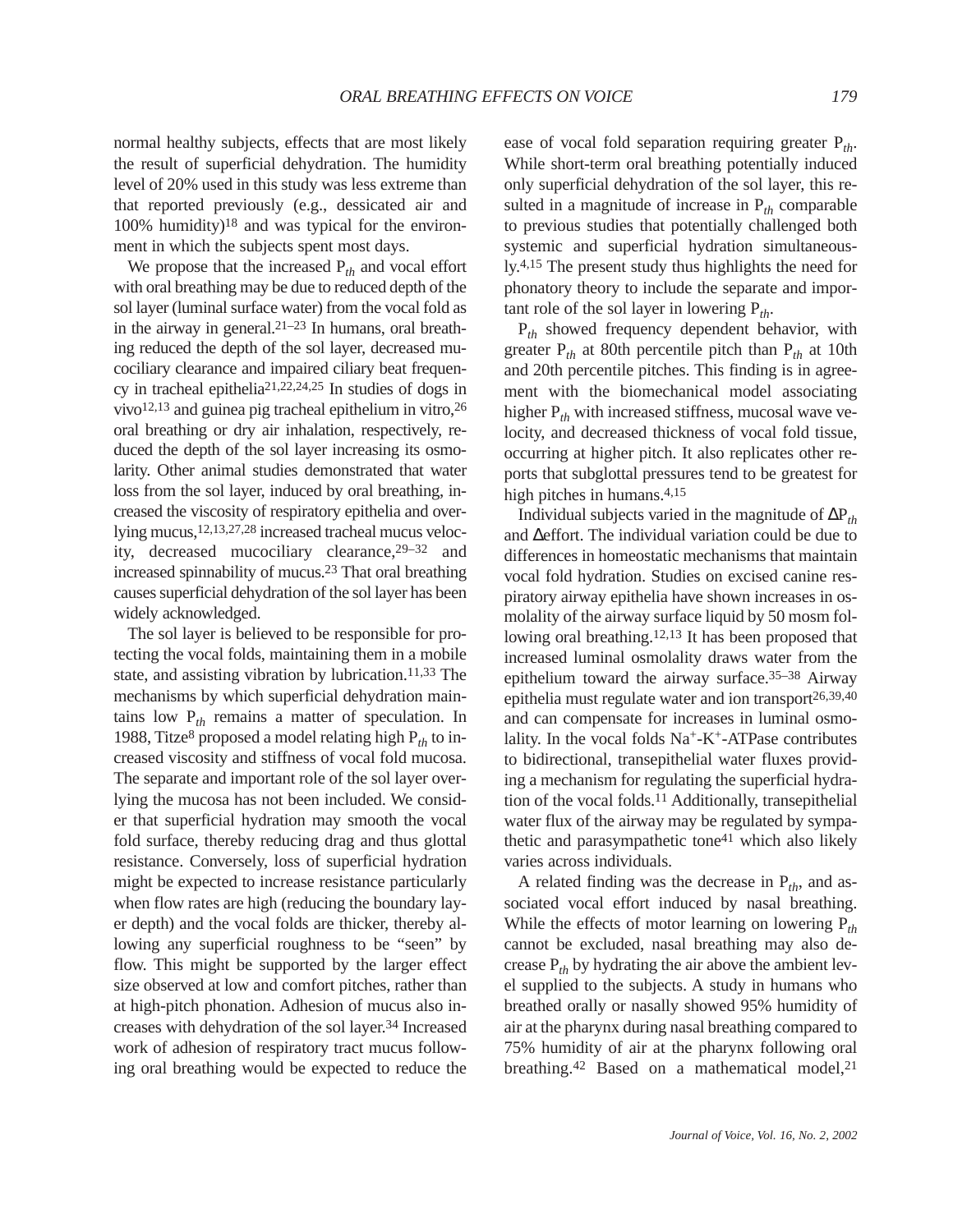normal healthy subjects, effects that are most likely the result of superficial dehydration. The humidity level of 20% used in this study was less extreme than that reported previously (e.g., dessicated air and 100% humidity)[18] and was typical for the environment in which the subjects spent most days.

We propose that the increased $P_{th}$ and vocal effort with oral breathing may be due to reduced depth of the sol layer (luminal surface water) from the vocal fold as in the airway in general.[21–23] In humans, oral breathing reduced the depth of the sol layer, decreased mucociliary clearance and impaired ciliary beat frequency in tracheal epithelia[21,22,24,25] In studies of dogs in vivo[12,13] and guinea pig tracheal epithelium in vitro,[26] oral breathing or dry air inhalation, respectively, reduced the depth of the sol layer increasing its osmolarity. Other animal studies demonstrated that water loss from the sol layer, induced by oral breathing, increased the viscosity of respiratory epithelia and overlying mucus,[12,13,27,28] increased tracheal mucus velocity, decreased mucociliary clearance,[29–32] and increased spinnability of mucus.[23] That oral breathing causes superficial dehydration of the sol layer has been widely acknowledged.

The sol layer is believed to be responsible for protecting the vocal folds, maintaining them in a mobile state, and assisting vibration by lubrication.[11,33] The mechanisms by which superficial dehydration maintains low $P_{th}$ remains a matter of speculation. In 1988, Titze[8] proposed a model relating high $P_{th}$ to increased viscosity and stiffness of vocal fold mucosa. The separate and important role of the sol layer overlying the mucosa has not been included. We consider that superficial hydration may smooth the vocal fold surface, thereby reducing drag and thus glottal resistance. Conversely, loss of superficial hydration might be expected to increase resistance particularly when flow rates are high (reducing the boundary layer depth) and the vocal folds are thicker, thereby allowing any superficial roughness to be "seen" by flow. This might be supported by the larger effect size observed at low and comfort pitches, rather than at high-pitch phonation. Adhesion of mucus also increases with dehydration of the sol layer.[34] Increased work of adhesion of respiratory tract mucus following oral breathing would be expected to reduce the ease of vocal fold separation requiring greater $P_{th}$. While short-term oral breathing potentially induced only superficial dehydration of the sol layer, this resulted in a magnitude of increase in $P_{th}$ comparable to previous studies that potentially challenged both systemic and superficial hydration simultaneously.[4,15] The present study thus highlights the need for phonatory theory to include the separate and important role of the sol layer in lowering $P_{th}$.

$P_{th}$ showed frequency dependent behavior, with greater $P_{th}$ at 80th percentile pitch than $P_{th}$ at 10th and 20th percentile pitches. This finding is in agreement with the biomechanical model associating higher $P_{th}$ with increased stiffness, mucosal wave velocity, and decreased thickness of vocal fold tissue, occurring at higher pitch. It also replicates other reports that subglottal pressures tend to be greatest for high pitches in humans.[4,15]

Individual subjects varied in the magnitude of $\Delta P_{th}$ and $\Delta$effort. The individual variation could be due to differences in homeostatic mechanisms that maintain vocal fold hydration. Studies on excised canine respiratory airway epithelia have shown increases in osmolality of the airway surface liquid by 50 mosm following oral breathing.[12,13] It has been proposed that increased luminal osmolality draws water from the epithelium toward the airway surface.[35–38] Airway epithelia must regulate water and ion transport[26,39,40] and can compensate for increases in luminal osmolality. In the vocal folds $Na^+$-$K^+$-ATPase contributes to bidirectional, transepithelial water fluxes providing a mechanism for regulating the superficial hydration of the vocal folds.[11] Additionally, transepithelial water flux of the airway may be regulated by sympathetic and parasympathetic tone[41] which also likely varies across individuals.

A related finding was the decrease in $P_{th}$, and associated vocal effort induced by nasal breathing. While the effects of motor learning on lowering $P_{th}$ cannot be excluded, nasal breathing may also decrease $P_{th}$ by hydrating the air above the ambient level supplied to the subjects. A study in humans who breathed orally or nasally showed 95% humidity of air at the pharynx during nasal breathing compared to 75% humidity of air at the pharynx following oral breathing.[42] Based on a mathematical model,[21]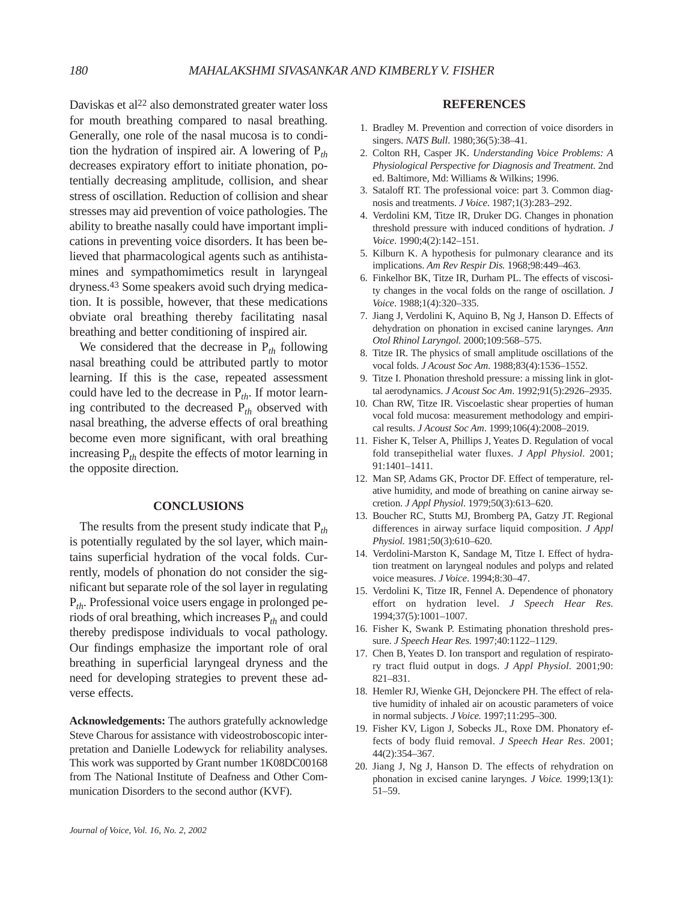Daviskas et al[22] also demonstrated greater water loss for mouth breathing compared to nasal breathing. Generally, one role of the nasal mucosa is to condition the hydration of inspired air. A lowering of $P_{th}$ decreases expiratory effort to initiate phonation, potentially decreasing amplitude, collision, and shear stress of oscillation. Reduction of collision and shear stresses may aid prevention of voice pathologies. The ability to breathe nasally could have important implications in preventing voice disorders. It has been believed that pharmacological agents such as antihistamines and sympathomimetics result in laryngeal dryness.[43] Some speakers avoid such drying medication. It is possible, however, that these medications obviate oral breathing thereby facilitating nasal breathing and better conditioning of inspired air.

We considered that the decrease in $P_{th}$ following nasal breathing could be attributed partly to motor learning. If this is the case, repeated assessment could have led to the decrease in $P_{th}$. If motor learning contributed to the decreased $P_{th}$ observed with nasal breathing, the adverse effects of oral breathing become even more significant, with oral breathing increasing $P_{th}$ despite the effects of motor learning in the opposite direction.

## CONCLUSIONS

The results from the present study indicate that $P_{th}$ is potentially regulated by the sol layer, which maintains superficial hydration of the vocal folds. Currently, models of phonation do not consider the significant but separate role of the sol layer in regulating $P_{th}$. Professional voice users engage in prolonged periods of oral breathing, which increases $P_{th}$ and could thereby predispose individuals to vocal pathology. Our findings emphasize the important role of oral breathing in superficial laryngeal dryness and the need for developing strategies to prevent these adverse effects.

**Acknowledgements:** The authors gratefully acknowledge Steve Charous for assistance with videostroboscopic interpretation and Danielle Lodewyck for reliability analyses. This work was supported by Grant number 1K08DC00168 from The National Institute of Deafness and Other Communication Disorders to the second author (KVF).

## REFERENCES

1. Bradley M. Prevention and correction of voice disorders in singers. *NATS Bull*. 1980;36(5):38–41.
2. Colton RH, Casper JK. *Understanding Voice Problems: A Physiological Perspective for Diagnosis and Treatment*. 2nd ed. Baltimore, Md: Williams & Wilkins; 1996.
3. Sataloff RT. The professional voice: part 3. Common diagnosis and treatments. *J Voice*. 1987;1(3):283–292.
4. Verdolini KM, Titze IR, Druker DG. Changes in phonation threshold pressure with induced conditions of hydration. *J Voice*. 1990;4(2):142–151.
5. Kilburn K. A hypothesis for pulmonary clearance and its implications. *Am Rev Respir Dis*. 1968;98:449–463.
6. Finkelhor BK, Titze IR, Durham PL. The effects of viscosity changes in the vocal folds on the range of oscillation. *J Voice*. 1988;1(4):320–335.
7. Jiang J, Verdolini K, Aquino B, Ng J, Hanson D. Effects of dehydration on phonation in excised canine larynges. *Ann Otol Rhinol Laryngol*. 2000;109:568–575.
8. Titze IR. The physics of small amplitude oscillations of the vocal folds. *J Acoust Soc Am*. 1988;83(4):1536–1552.
9. Titze I. Phonation threshold pressure: a missing link in glottal aerodynamics. *J Acoust Soc Am*. 1992;91(5):2926–2935.
10. Chan RW, Titze IR. Viscoelastic shear properties of human vocal fold mucosa: measurement methodology and empirical results. *J Acoust Soc Am*. 1999;106(4):2008–2019.
11. Fisher K, Telser A, Phillips J, Yeates D. Regulation of vocal fold transepithelial water fluxes. *J Appl Physiol*. 2001; 91:1401–1411.
12. Man SP, Adams GK, Proctor DF. Effect of temperature, relative humidity, and mode of breathing on canine airway secretion. *J Appl Physiol*. 1979;50(3):613–620.
13. Boucher RC, Stutts MJ, Bromberg PA, Gatzy JT. Regional differences in airway surface liquid composition. *J Appl Physiol*. 1981;50(3):610–620.
14. Verdolini-Marston K, Sandage M, Titze I. Effect of hydration treatment on laryngeal nodules and polyps and related voice measures. *J Voice*. 1994;8:30–47.
15. Verdolini K, Titze IR, Fennel A. Dependence of phonatory effort on hydration level. *J Speech Hear Res*. 1994;37(5):1001–1007.
16. Fisher K, Swank P. Estimating phonation threshold pressure. *J Speech Hear Res*. 1997;40:1122–1129.
17. Chen B, Yeates D. Ion transport and regulation of respiratory tract fluid output in dogs. *J Appl Physiol*. 2001;90: 821–831.
18. Hemler RJ, Wienke GH, Dejonckere PH. The effect of relative humidity of inhaled air on acoustic parameters of voice in normal subjects. *J Voice*. 1997;11:295–300.
19. Fisher KV, Ligon J, Sobecks JL, Roxe DM. Phonatory effects of body fluid removal. *J Speech Hear Res*. 2001; 44(2):354–367.
20. Jiang J, Ng J, Hanson D. The effects of rehydration on phonation in excised canine larynges. *J Voice*. 1999;13(1): 51–59.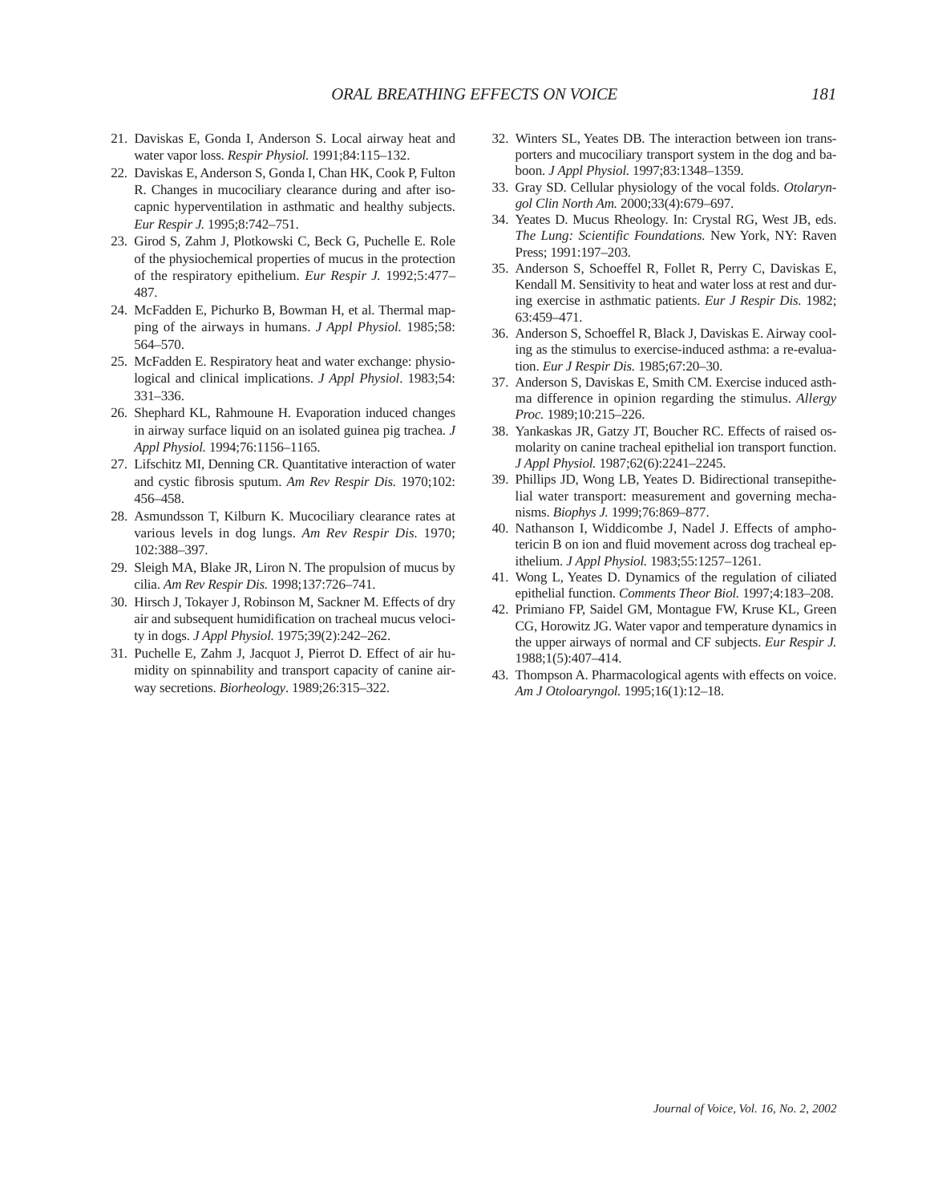21. Daviskas E, Gonda I, Anderson S. Local airway heat and water vapor loss. *Respir Physiol.* 1991;84:115–132.
22. Daviskas E, Anderson S, Gonda I, Chan HK, Cook P, Fulton R. Changes in mucociliary clearance during and after isocapnic hyperventilation in asthmatic and healthy subjects. *Eur Respir J.* 1995;8:742–751.
23. Girod S, Zahm J, Plotkowski C, Beck G, Puchelle E. Role of the physiochemical properties of mucus in the protection of the respiratory epithelium. *Eur Respir J.* 1992;5:477–487.
24. McFadden E, Pichurko B, Bowman H, et al. Thermal mapping of the airways in humans. *J Appl Physiol.* 1985;58: 564–570.
25. McFadden E. Respiratory heat and water exchange: physiological and clinical implications. *J Appl Physiol*. 1983;54: 331–336.
26. Shephard KL, Rahmoune H. Evaporation induced changes in airway surface liquid on an isolated guinea pig trachea. *J Appl Physiol.* 1994;76:1156–1165.
27. Lifschitz MI, Denning CR. Quantitative interaction of water and cystic fibrosis sputum. *Am Rev Respir Dis.* 1970;102: 456–458.
28. Asmundsson T, Kilburn K. Mucociliary clearance rates at various levels in dog lungs. *Am Rev Respir Dis.* 1970; 102:388–397.
29. Sleigh MA, Blake JR, Liron N. The propulsion of mucus by cilia. *Am Rev Respir Dis.* 1998;137:726–741.
30. Hirsch J, Tokayer J, Robinson M, Sackner M. Effects of dry air and subsequent humidification on tracheal mucus velocity in dogs. *J Appl Physiol.* 1975;39(2):242–262.
31. Puchelle E, Zahm J, Jacquot J, Pierrot D. Effect of air humidity on spinnability and transport capacity of canine airway secretions. *Biorheology*. 1989;26:315–322.
32. Winters SL, Yeates DB. The interaction between ion transporters and mucociliary transport system in the dog and baboon. *J Appl Physiol.* 1997;83:1348–1359.
33. Gray SD. Cellular physiology of the vocal folds. *Otolaryngol Clin North Am.* 2000;33(4):679–697.
34. Yeates D. Mucus Rheology. In: Crystal RG, West JB, eds. *The Lung: Scientific Foundations.* New York, NY: Raven Press; 1991:197–203.
35. Anderson S, Schoeffel R, Follet R, Perry C, Daviskas E, Kendall M. Sensitivity to heat and water loss at rest and during exercise in asthmatic patients. *Eur J Respir Dis.* 1982; 63:459–471.
36. Anderson S, Schoeffel R, Black J, Daviskas E. Airway cooling as the stimulus to exercise-induced asthma: a re-evaluation. *Eur J Respir Dis.* 1985;67:20–30.
37. Anderson S, Daviskas E, Smith CM. Exercise induced asthma difference in opinion regarding the stimulus. *Allergy Proc.* 1989;10:215–226.
38. Yankaskas JR, Gatzy JT, Boucher RC. Effects of raised osmolarity on canine tracheal epithelial ion transport function. *J Appl Physiol.* 1987;62(6):2241–2245.
39. Phillips JD, Wong LB, Yeates D. Bidirectional transepithelial water transport: measurement and governing mechanisms. *Biophys J.* 1999;76:869–877.
40. Nathanson I, Widdicombe J, Nadel J. Effects of amphotericin B on ion and fluid movement across dog tracheal epithelium. *J Appl Physiol.* 1983;55:1257–1261.
41. Wong L, Yeates D. Dynamics of the regulation of ciliated epithelial function. *Comments Theor Biol.* 1997;4:183–208.
42. Primiano FP, Saidel GM, Montague FW, Kruse KL, Green CG, Horowitz JG. Water vapor and temperature dynamics in the upper airways of normal and CF subjects. *Eur Respir J.* 1988;1(5):407–414.
43. Thompson A. Pharmacological agents with effects on voice. *Am J Otoloaryngol.* 1995;16(1):12–18.